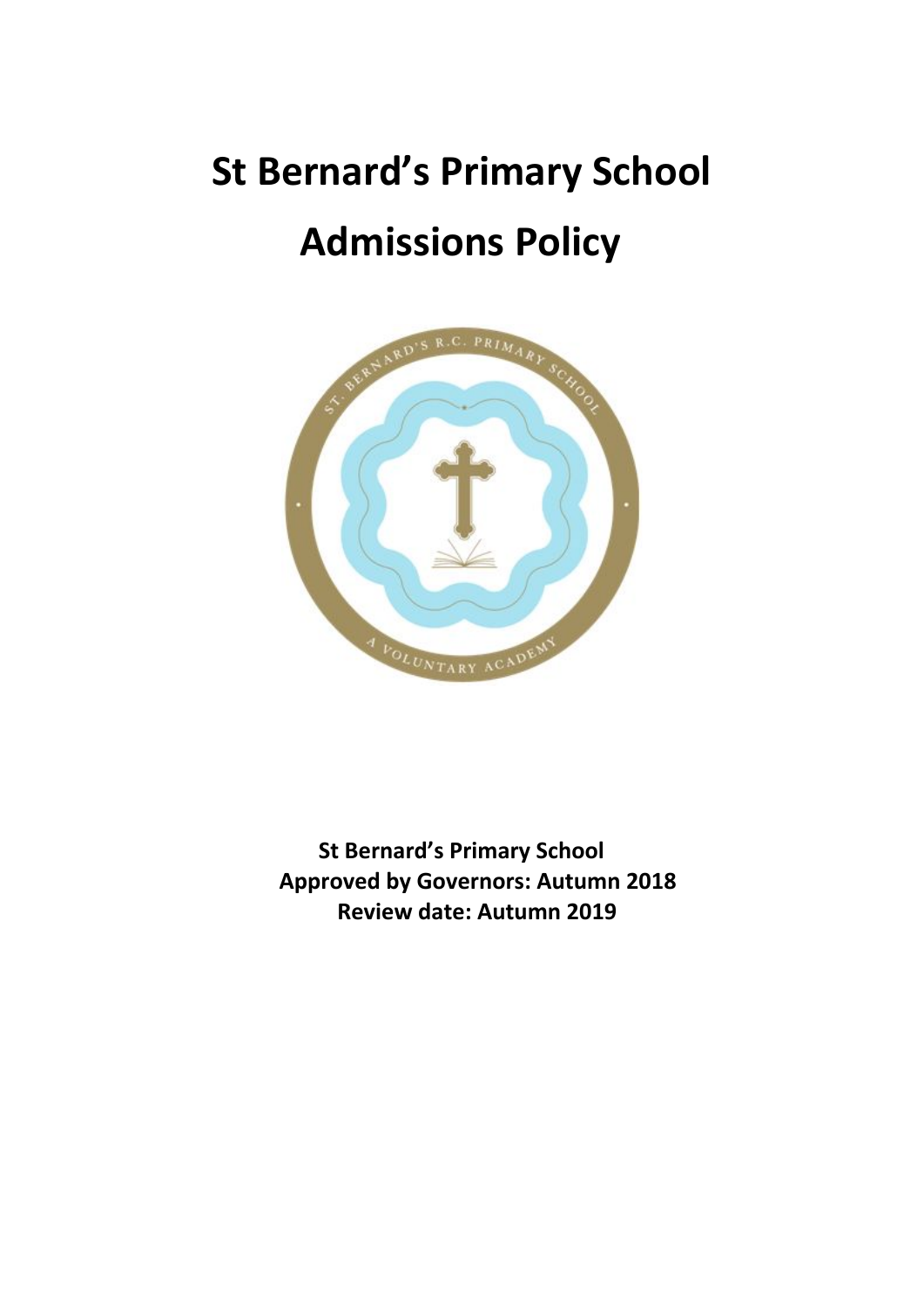# St Bernard's Primary School

# Admissions Policy

**St Bernard's Primary School**
**Approved by Governors: Autumn 2018**
**Review date: Autumn 2019**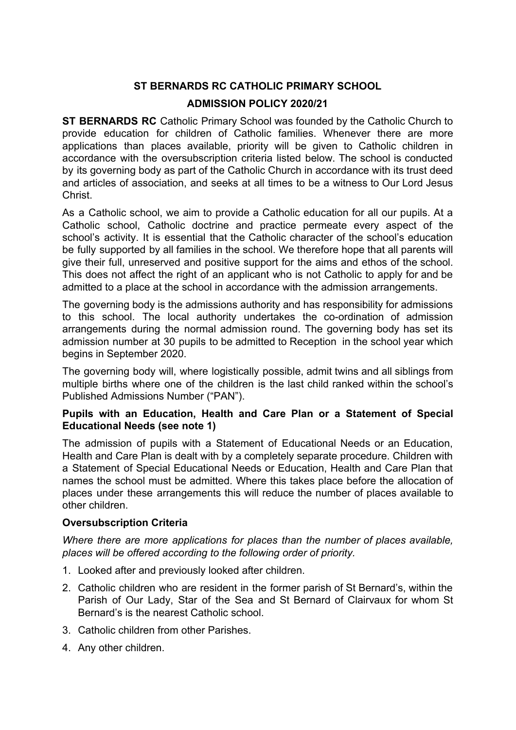# ST BERNARDS RC CATHOLIC PRIMARY SCHOOL

## ADMISSION POLICY 2020/21

**ST BERNARDS RC** Catholic Primary School was founded by the Catholic Church to provide education for children of Catholic families. Whenever there are more applications than places available, priority will be given to Catholic children in accordance with the oversubscription criteria listed below. The school is conducted by its governing body as part of the Catholic Church in accordance with its trust deed and articles of association, and seeks at all times to be a witness to Our Lord Jesus Christ.

As a Catholic school, we aim to provide a Catholic education for all our pupils. At a Catholic school, Catholic doctrine and practice permeate every aspect of the school's activity. It is essential that the Catholic character of the school's education be fully supported by all families in the school. We therefore hope that all parents will give their full, unreserved and positive support for the aims and ethos of the school. This does not affect the right of an applicant who is not Catholic to apply for and be admitted to a place at the school in accordance with the admission arrangements.

The governing body is the admissions authority and has responsibility for admissions to this school. The local authority undertakes the co-ordination of admission arrangements during the normal admission round. The governing body has set its admission number at 30 pupils to be admitted to Reception in the school year which begins in September 2020.

The governing body will, where logistically possible, admit twins and all siblings from multiple births where one of the children is the last child ranked within the school's Published Admissions Number ("PAN").

### Pupils with an Education, Health and Care Plan or a Statement of Special Educational Needs (see note 1)

The admission of pupils with a Statement of Educational Needs or an Education, Health and Care Plan is dealt with by a completely separate procedure. Children with a Statement of Special Educational Needs or Education, Health and Care Plan that names the school must be admitted. Where this takes place before the allocation of places under these arrangements this will reduce the number of places available to other children.

### Oversubscription Criteria

*Where there are more applications for places than the number of places available, places will be offered according to the following order of priority.*

1. Looked after and previously looked after children.
2. Catholic children who are resident in the former parish of St Bernard's, within the Parish of Our Lady, Star of the Sea and St Bernard of Clairvaux for whom St Bernard's is the nearest Catholic school.
3. Catholic children from other Parishes.
4. Any other children.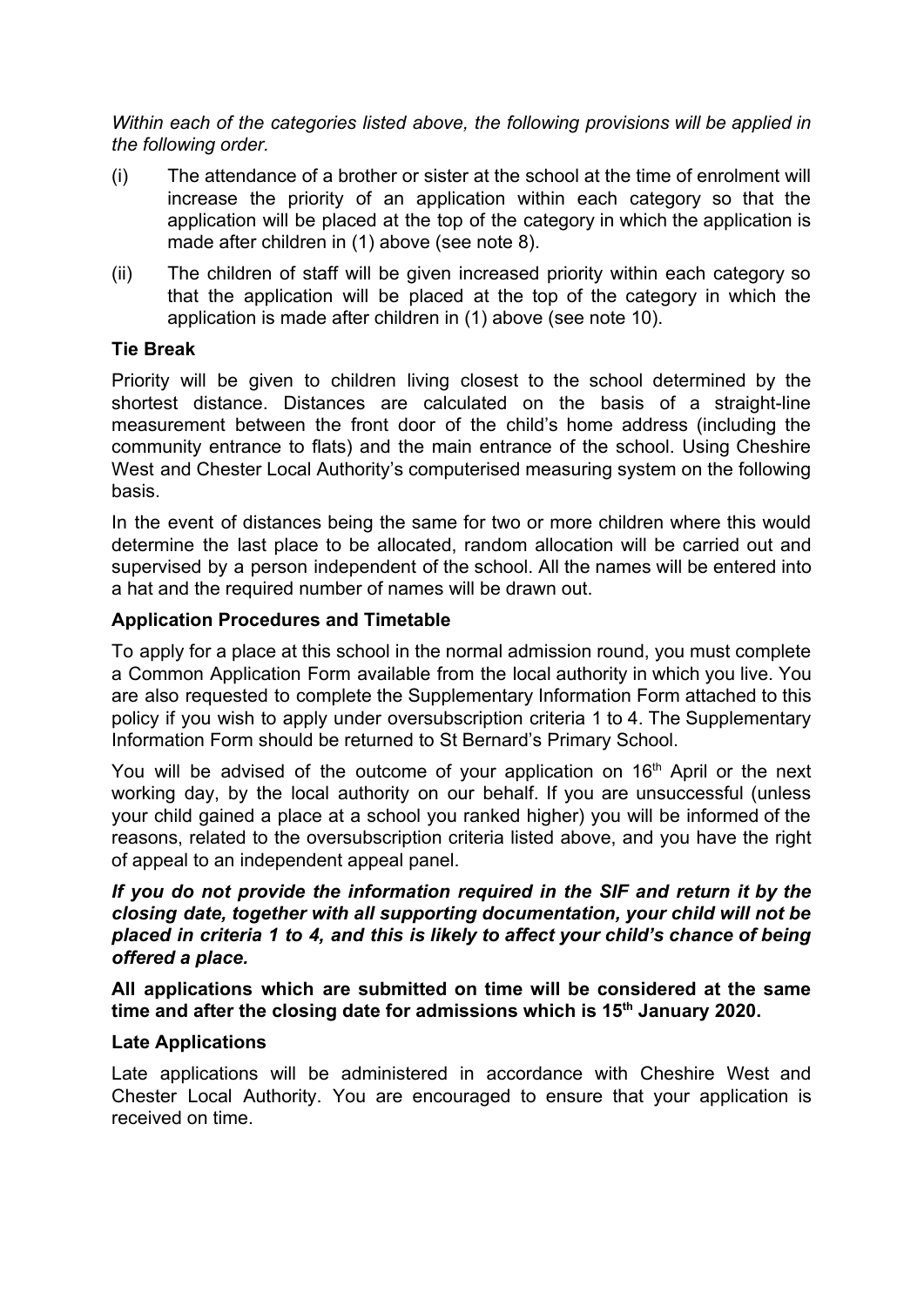*Within each of the categories listed above, the following provisions will be applied in the following order.*

(i) The attendance of a brother or sister at the school at the time of enrolment will increase the priority of an application within each category so that the application will be placed at the top of the category in which the application is made after children in (1) above (see note 8).

(ii) The children of staff will be given increased priority within each category so that the application will be placed at the top of the category in which the application is made after children in (1) above (see note 10).

**Tie Break**

Priority will be given to children living closest to the school determined by the shortest distance. Distances are calculated on the basis of a straight-line measurement between the front door of the child's home address (including the community entrance to flats) and the main entrance of the school. Using Cheshire West and Chester Local Authority's computerised measuring system on the following basis.

In the event of distances being the same for two or more children where this would determine the last place to be allocated, random allocation will be carried out and supervised by a person independent of the school. All the names will be entered into a hat and the required number of names will be drawn out.

**Application Procedures and Timetable**

To apply for a place at this school in the normal admission round, you must complete a Common Application Form available from the local authority in which you live. You are also requested to complete the Supplementary Information Form attached to this policy if you wish to apply under oversubscription criteria 1 to 4. The Supplementary Information Form should be returned to St Bernard's Primary School.

You will be advised of the outcome of your application on 16th April or the next working day, by the local authority on our behalf. If you are unsuccessful (unless your child gained a place at a school you ranked higher) you will be informed of the reasons, related to the oversubscription criteria listed above, and you have the right of appeal to an independent appeal panel.

***If you do not provide the information required in the SIF and return it by the closing date, together with all supporting documentation, your child will not be placed in criteria 1 to 4, and this is likely to affect your child's chance of being offered a place.***

**All applications which are submitted on time will be considered at the same time and after the closing date for admissions which is 15th January 2020.**

**Late Applications**

Late applications will be administered in accordance with Cheshire West and Chester Local Authority. You are encouraged to ensure that your application is received on time.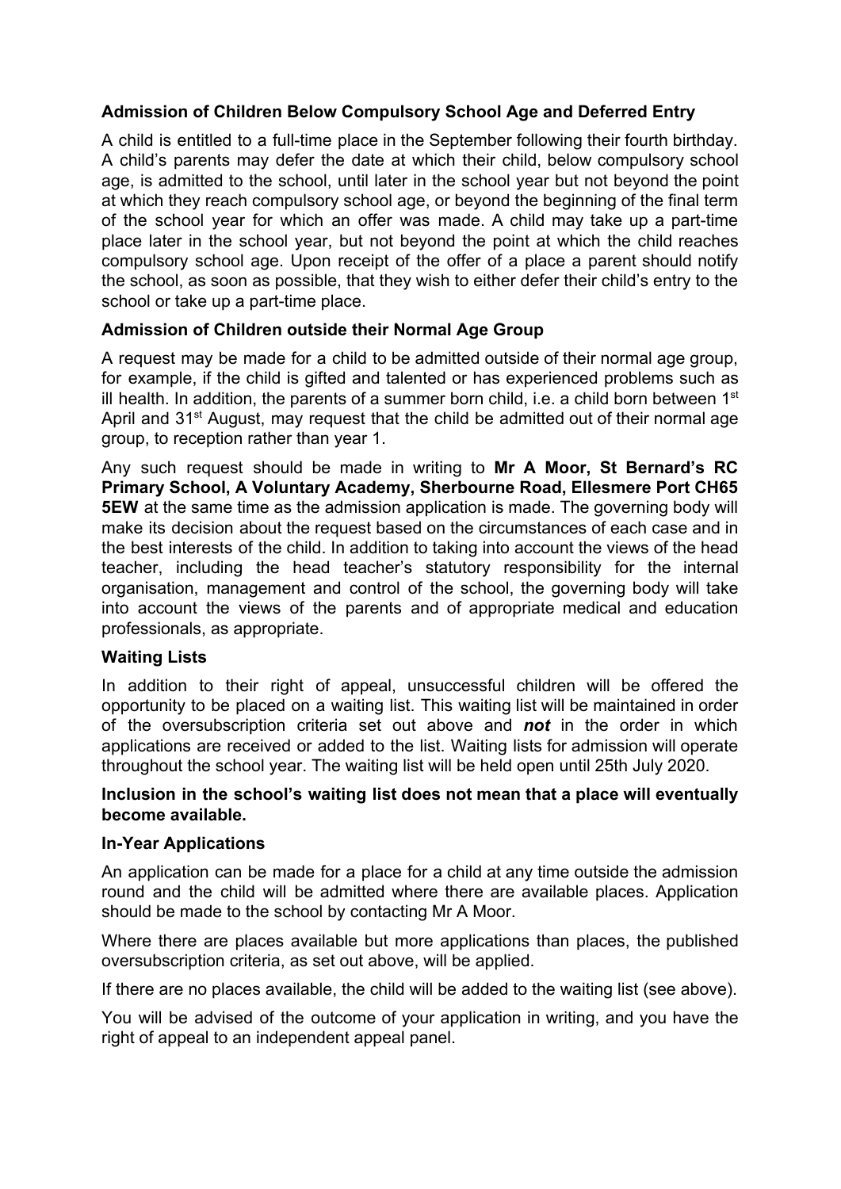**Admission of Children Below Compulsory School Age and Deferred Entry**

A child is entitled to a full-time place in the September following their fourth birthday. A child's parents may defer the date at which their child, below compulsory school age, is admitted to the school, until later in the school year but not beyond the point at which they reach compulsory school age, or beyond the beginning of the final term of the school year for which an offer was made. A child may take up a part-time place later in the school year, but not beyond the point at which the child reaches compulsory school age. Upon receipt of the offer of a place a parent should notify the school, as soon as possible, that they wish to either defer their child's entry to the school or take up a part-time place.

**Admission of Children outside their Normal Age Group**

A request may be made for a child to be admitted outside of their normal age group, for example, if the child is gifted and talented or has experienced problems such as ill health. In addition, the parents of a summer born child, i.e. a child born between 1st April and 31st August, may request that the child be admitted out of their normal age group, to reception rather than year 1.

Any such request should be made in writing to **Mr A Moor, St Bernard's RC Primary School, A Voluntary Academy, Sherbourne Road, Ellesmere Port CH65 5EW** at the same time as the admission application is made. The governing body will make its decision about the request based on the circumstances of each case and in the best interests of the child. In addition to taking into account the views of the head teacher, including the head teacher's statutory responsibility for the internal organisation, management and control of the school, the governing body will take into account the views of the parents and of appropriate medical and education professionals, as appropriate.

**Waiting Lists**

In addition to their right of appeal, unsuccessful children will be offered the opportunity to be placed on a waiting list. This waiting list will be maintained in order of the oversubscription criteria set out above and ***not*** in the order in which applications are received or added to the list. Waiting lists for admission will operate throughout the school year. The waiting list will be held open until 25th July 2020.

**Inclusion in the school's waiting list does not mean that a place will eventually become available.**

**In-Year Applications**

An application can be made for a place for a child at any time outside the admission round and the child will be admitted where there are available places. Application should be made to the school by contacting Mr A Moor.

Where there are places available but more applications than places, the published oversubscription criteria, as set out above, will be applied.

If there are no places available, the child will be added to the waiting list (see above).

You will be advised of the outcome of your application in writing, and you have the right of appeal to an independent appeal panel.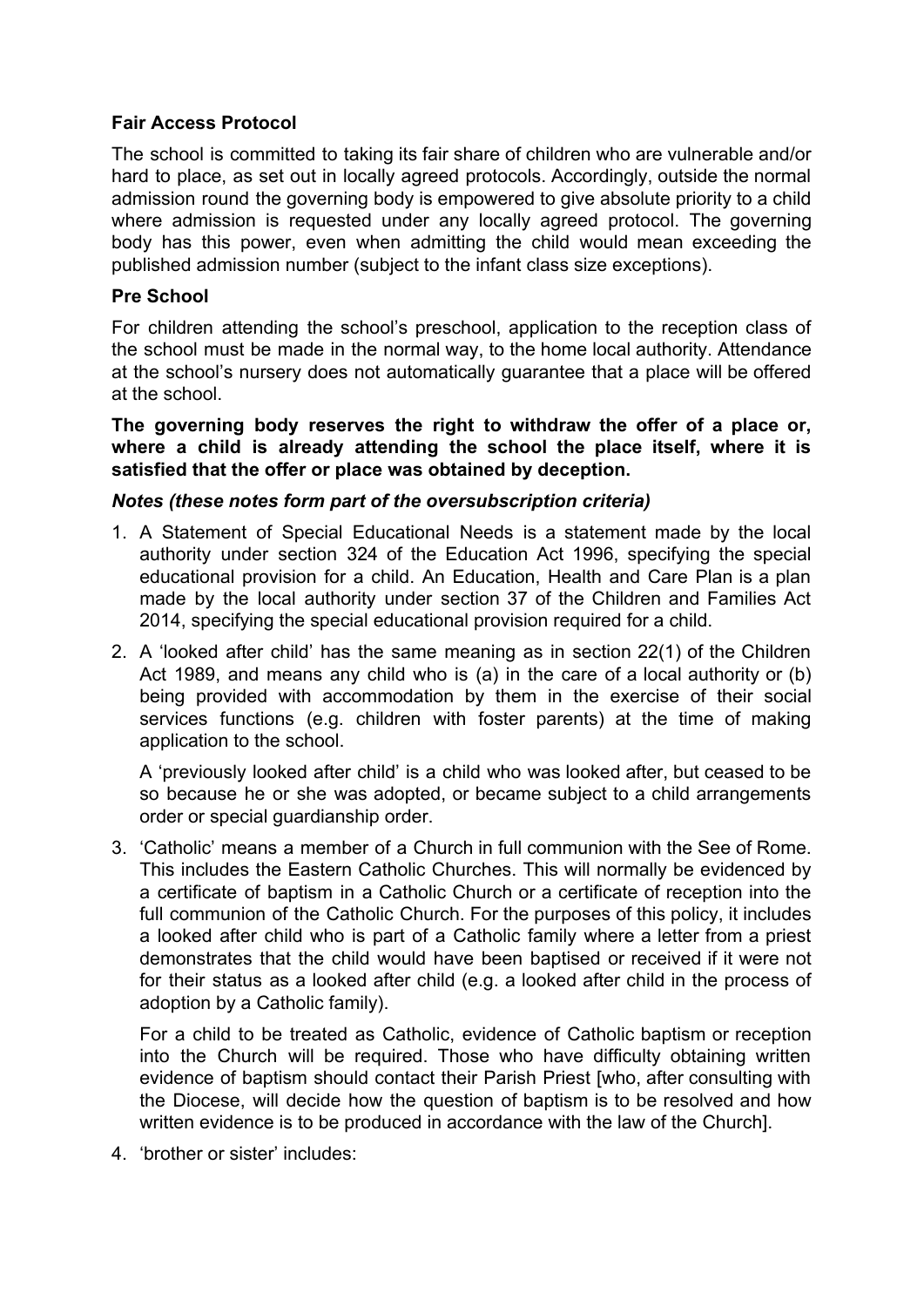**Fair Access Protocol**

The school is committed to taking its fair share of children who are vulnerable and/or hard to place, as set out in locally agreed protocols. Accordingly, outside the normal admission round the governing body is empowered to give absolute priority to a child where admission is requested under any locally agreed protocol. The governing body has this power, even when admitting the child would mean exceeding the published admission number (subject to the infant class size exceptions).

**Pre School**

For children attending the school's preschool, application to the reception class of the school must be made in the normal way, to the home local authority. Attendance at the school's nursery does not automatically guarantee that a place will be offered at the school.

**The governing body reserves the right to withdraw the offer of a place or, where a child is already attending the school the place itself, where it is satisfied that the offer or place was obtained by deception.**

***Notes (these notes form part of the oversubscription criteria)***

1. A Statement of Special Educational Needs is a statement made by the local authority under section 324 of the Education Act 1996, specifying the special educational provision for a child. An Education, Health and Care Plan is a plan made by the local authority under section 37 of the Children and Families Act 2014, specifying the special educational provision required for a child.
2. A 'looked after child' has the same meaning as in section 22(1) of the Children Act 1989, and means any child who is (a) in the care of a local authority or (b) being provided with accommodation by them in the exercise of their social services functions (e.g. children with foster parents) at the time of making application to the school.

   A 'previously looked after child' is a child who was looked after, but ceased to be so because he or she was adopted, or became subject to a child arrangements order or special guardianship order.
3. 'Catholic' means a member of a Church in full communion with the See of Rome. This includes the Eastern Catholic Churches. This will normally be evidenced by a certificate of baptism in a Catholic Church or a certificate of reception into the full communion of the Catholic Church. For the purposes of this policy, it includes a looked after child who is part of a Catholic family where a letter from a priest demonstrates that the child would have been baptised or received if it were not for their status as a looked after child (e.g. a looked after child in the process of adoption by a Catholic family).

   For a child to be treated as Catholic, evidence of Catholic baptism or reception into the Church will be required. Those who have difficulty obtaining written evidence of baptism should contact their Parish Priest [who, after consulting with the Diocese, will decide how the question of baptism is to be resolved and how written evidence is to be produced in accordance with the law of the Church].
4. 'brother or sister' includes: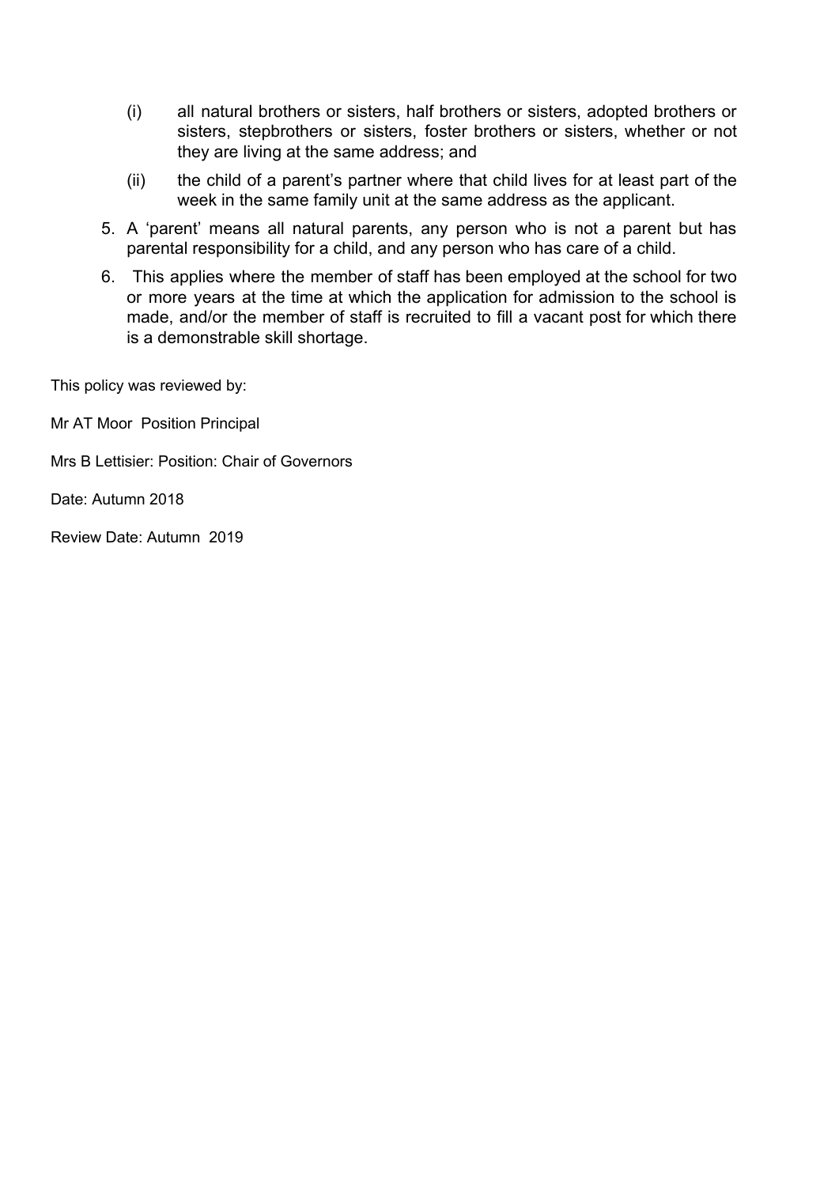(i) all natural brothers or sisters, half brothers or sisters, adopted brothers or sisters, stepbrothers or sisters, foster brothers or sisters, whether or not they are living at the same address; and

(ii) the child of a parent's partner where that child lives for at least part of the week in the same family unit at the same address as the applicant.

5. A 'parent' means all natural parents, any person who is not a parent but has parental responsibility for a child, and any person who has care of a child.
6. This applies where the member of staff has been employed at the school for two or more years at the time at which the application for admission to the school is made, and/or the member of staff is recruited to fill a vacant post for which there is a demonstrable skill shortage.

This policy was reviewed by:

Mr AT Moor Position Principal

Mrs B Lettisier: Position: Chair of Governors

Date: Autumn 2018

Review Date: Autumn 2019